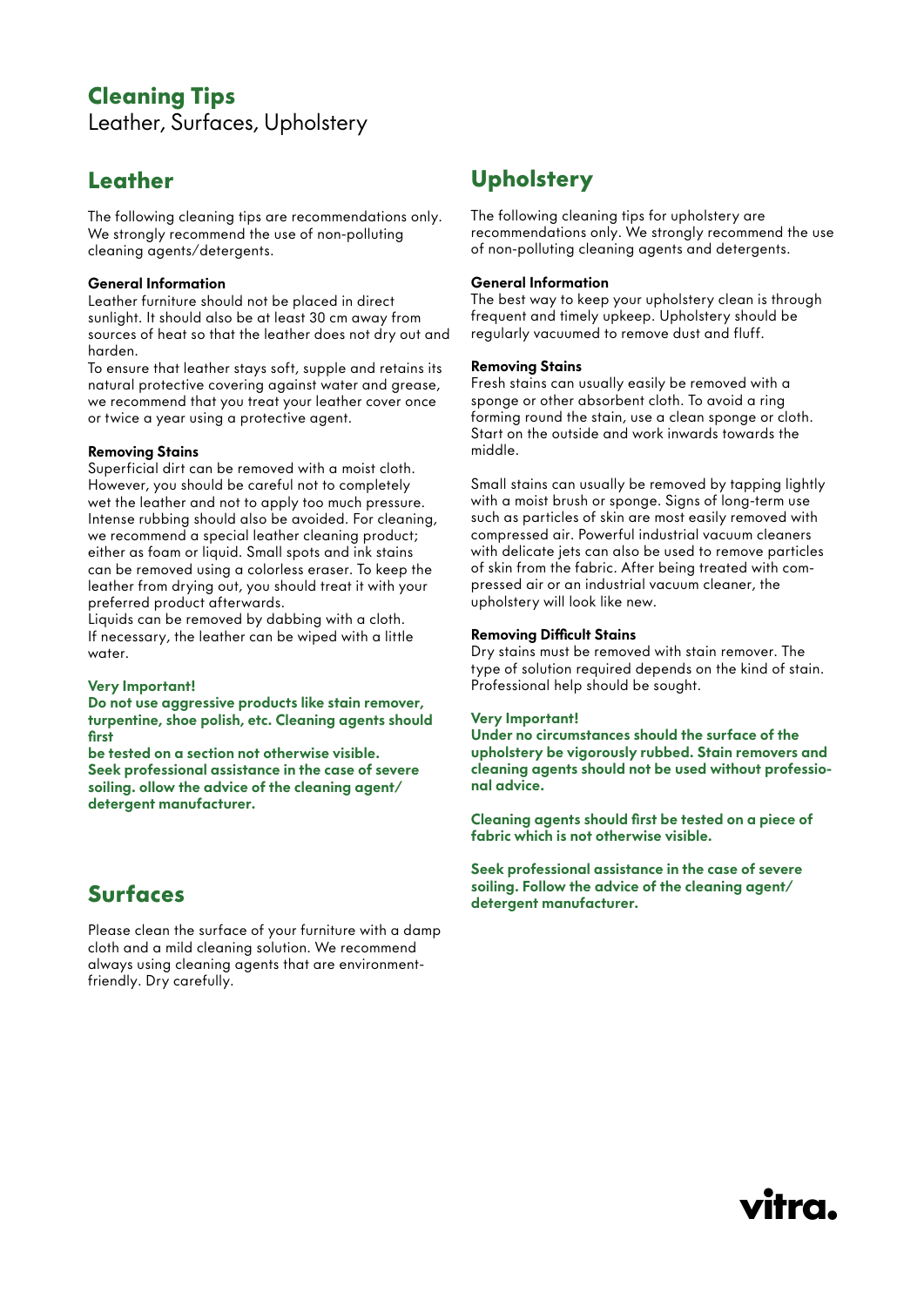# Cleaning Tips

Leather, Surfaces, Upholstery

## Leather

The following cleaning tips are recommendations only. We strongly recommend the use of non-polluting cleaning agents/detergents.

**General Information**
Leather furniture should not be placed in direct sunlight. It should also be at least 30 cm away from sources of heat so that the leather does not dry out and harden.
To ensure that leather stays soft, supple and retains its natural protective covering against water and grease, we recommend that you treat your leather cover once or twice a year using a protective agent.

**Removing Stains**
Superficial dirt can be removed with a moist cloth. However, you should be careful not to completely wet the leather and not to apply too much pressure. Intense rubbing should also be avoided. For cleaning, we recommend a special leather cleaning product; either as foam or liquid. Small spots and ink stains can be removed using a colorless eraser. To keep the leather from drying out, you should treat it with your preferred product afterwards.
Liquids can be removed by dabbing with a cloth. If necessary, the leather can be wiped with a little water.

**Very Important!**
**Do not use aggressive products like stain remover, turpentine, shoe polish, etc. Cleaning agents should first be tested on a section not otherwise visible. Seek professional assistance in the case of severe soiling. ollow the advice of the cleaning agent/detergent manufacturer.**

## Surfaces

Please clean the surface of your furniture with a damp cloth and a mild cleaning solution. We recommend always using cleaning agents that are environment-friendly. Dry carefully.

## Upholstery

The following cleaning tips for upholstery are recommendations only. We strongly recommend the use of non-polluting cleaning agents and detergents.

**General Information**
The best way to keep your upholstery clean is through frequent and timely upkeep. Upholstery should be regularly vacuumed to remove dust and fluff.

**Removing Stains**
Fresh stains can usually easily be removed with a sponge or other absorbent cloth. To avoid a ring forming round the stain, use a clean sponge or cloth. Start on the outside and work inwards towards the middle.

Small stains can usually be removed by tapping lightly with a moist brush or sponge. Signs of long-term use such as particles of skin are most easily removed with compressed air. Powerful industrial vacuum cleaners with delicate jets can also be used to remove particles of skin from the fabric. After being treated with compressed air or an industrial vacuum cleaner, the upholstery will look like new.

**Removing Difficult Stains**
Dry stains must be removed with stain remover. The type of solution required depends on the kind of stain. Professional help should be sought.

**Very Important!**
**Under no circumstances should the surface of the upholstery be vigorously rubbed. Stain removers and cleaning agents should not be used without professional advice.**

**Cleaning agents should first be tested on a piece of fabric which is not otherwise visible.**

**Seek professional assistance in the case of severe soiling. Follow the advice of the cleaning agent/detergent manufacturer.**

vitra.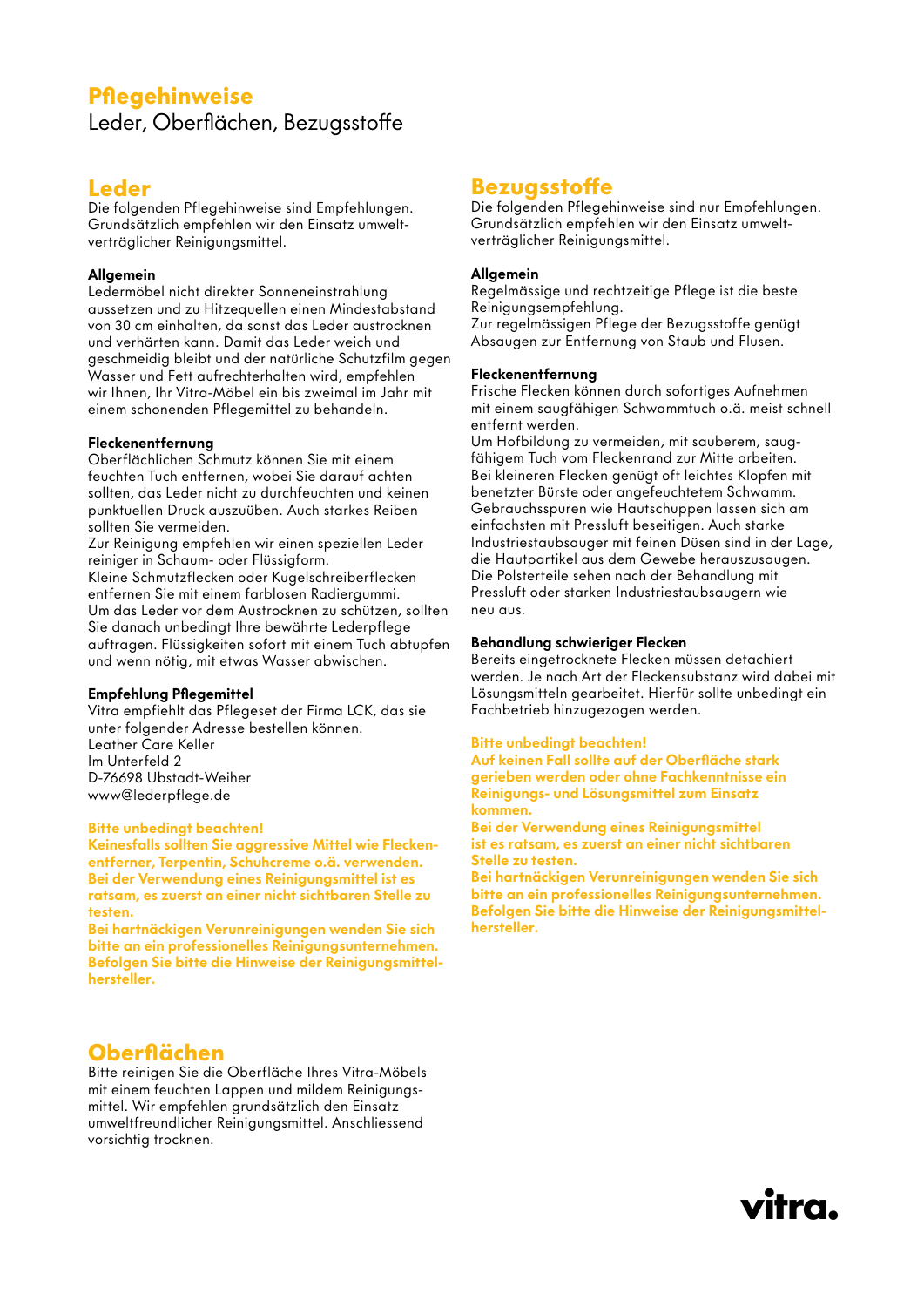# Pflegehinweise

Leder, Oberflächen, Bezugsstoffe

## Leder

Die folgenden Pflegehinweise sind Empfehlungen. Grundsätzlich empfehlen wir den Einsatz umweltverträglicher Reinigungsmittel.

**Allgemein**

Ledermöbel nicht direkter Sonneneinstrahlung aussetzen und zu Hitzequellen einen Mindestabstand von 30 cm einhalten, da sonst das Leder austrocknen und verhärten kann. Damit das Leder weich und geschmeidig bleibt und der natürliche Schutzfilm gegen Wasser und Fett aufrechterhalten wird, empfehlen wir Ihnen, Ihr Vitra-Möbel ein bis zweimal im Jahr mit einem schonenden Pflegemittel zu behandeln.

**Fleckenentfernung**

Oberflächlichen Schmutz können Sie mit einem feuchten Tuch entfernen, wobei Sie darauf achten sollten, das Leder nicht zu durchfeuchten und keinen punktuellen Druck auszuüben. Auch starkes Reiben sollten Sie vermeiden.

Zur Reinigung empfehlen wir einen speziellen Leder reiniger in Schaum- oder Flüssigform.

Kleine Schmutzflecken oder Kugelschreiberflecken entfernen Sie mit einem farblosen Radiergummi.

Um das Leder vor dem Austrocknen zu schützen, sollten Sie danach unbedingt Ihre bewährte Lederpflege auftragen. Flüssigkeiten sofort mit einem Tuch abtupfen und wenn nötig, mit etwas Wasser abwischen.

**Empfehlung Pflegemittel**

Vitra empfiehlt das Pflegeset der Firma LCK, das sie unter folgender Adresse bestellen können.
Leather Care Keller
Im Unterfeld 2
D-76698 Ubstadt-Weiher
www@lederpflege.de

**Bitte unbedingt beachten!**
**Keinesfalls sollten Sie aggressive Mittel wie Fleckenentferner, Terpentin, Schuhcreme o.ä. verwenden.**
**Bei der Verwendung eines Reinigungsmittel ist es ratsam, es zuerst an einer nicht sichtbaren Stelle zu testen.**
**Bei hartnäckigen Verunreinigungen wenden Sie sich bitte an ein professionelles Reinigungsunternehmen.**
**Befolgen Sie bitte die Hinweise der Reinigungsmittelhersteller.**

## Oberflächen

Bitte reinigen Sie die Oberfläche Ihres Vitra-Möbels mit einem feuchten Lappen und mildem Reinigungsmittel. Wir empfehlen grundsätzlich den Einsatz umweltfreundlicher Reinigungsmittel. Anschliessend vorsichtig trocknen.

## Bezugsstoffe

Die folgenden Pflegehinweise sind nur Empfehlungen. Grundsätzlich empfehlen wir den Einsatz umweltverträglicher Reinigungsmittel.

**Allgemein**

Regelmässige und rechtzeitige Pflege ist die beste Reinigungsempfehlung.
Zur regelmässigen Pflege der Bezugsstoffe genügt Absaugen zur Entfernung von Staub und Flusen.

**Fleckenentfernung**

Frische Flecken können durch sofortiges Aufnehmen mit einem saugfähigen Schwammtuch o.ä. meist schnell entfernt werden.
Um Hofbildung zu vermeiden, mit sauberem, saugfähigem Tuch vom Fleckenrand zur Mitte arbeiten.
Bei kleineren Flecken genügt oft leichtes Klopfen mit benetzter Bürste oder angefeuchtetem Schwamm.
Gebrauchsspuren wie Hautschuppen lassen sich am einfachsten mit Pressluft beseitigen. Auch starke Industriestaubsauger mit feinen Düsen sind in der Lage, die Hautpartikel aus dem Gewebe herauszusaugen.
Die Polsterteile sehen nach der Behandlung mit Pressluft oder starken Industriestaubsaugern wie neu aus.

**Behandlung schwieriger Flecken**

Bereits eingetrocknete Flecken müssen detachiert werden. Je nach Art der Fleckensubstanz wird dabei mit Lösungsmitteln gearbeitet. Hierfür sollte unbedingt ein Fachbetrieb hinzugezogen werden.

**Bitte unbedingt beachten!**
**Auf keinen Fall sollte auf der Oberfläche stark gerieben werden oder ohne Fachkenntnisse ein Reinigungs- und Lösungsmittel zum Einsatz kommen.**
**Bei der Verwendung eines Reinigungsmittel ist es ratsam, es zuerst an einer nicht sichtbaren Stelle zu testen.**
**Bei hartnäckigen Verunreinigungen wenden Sie sich bitte an ein professionelles Reinigungsunternehmen.**
**Befolgen Sie bitte die Hinweise der Reinigungsmittelhersteller.**

vitra.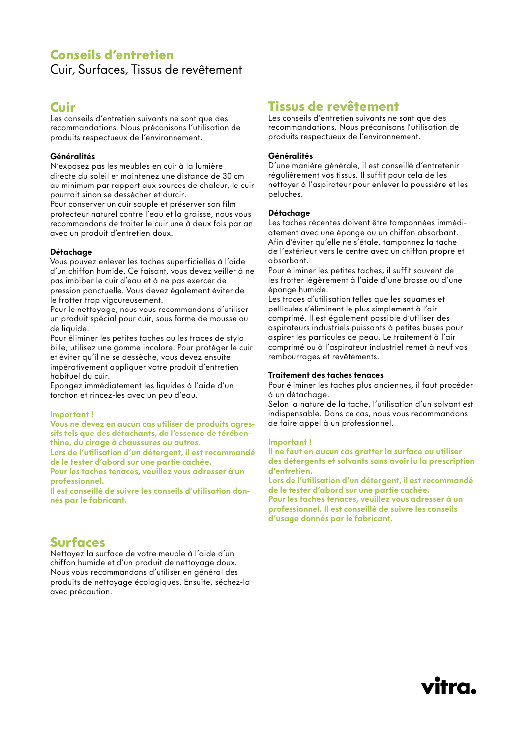# Conseils d'entretien

Cuir, Surfaces, Tissus de revêtement

## Cuir

Les conseils d'entretien suivants ne sont que des recommandations. Nous préconisons l'utilisation de produits respectueux de l'environnement.

**Généralités**

N'exposez pas les meubles en cuir à la lumière directe du soleil et maintenez une distance de 30 cm au minimum par rapport aux sources de chaleur, le cuir pourrait sinon se dessécher et durcir.
Pour conserver un cuir souple et préserver son film protecteur naturel contre l'eau et la graisse, nous vous recommandons de traiter le cuir une à deux fois par an avec un produit d'entretien doux.

**Détachage**

Vous pouvez enlever les taches superficielles à l'aide d'un chiffon humide. Ce faisant, vous devez veiller à ne pas imbiber le cuir d'eau et à ne pas exercer de pression ponctuelle. Vous devez également éviter de le frotter trop vigoureusement.
Pour le nettoyage, nous vous recommandons d'utiliser un produit spécial pour cuir, sous forme de mousse ou de liquide.
Pour éliminer les petites taches ou les traces de stylo bille, utilisez une gomme incolore. Pour protéger le cuir et éviter qu'il ne se dessèche, vous devez ensuite impérativement appliquer votre produit d'entretien habituel du cuir.
Epongez immédiatement les liquides à l'aide d'un torchon et rincez-les avec un peu d'eau.

**Important !**
**Vous ne devez en aucun cas utiliser de produits agressifs tels que des détachants, de l'essence de térébenthine, du cirage à chaussures ou autres.**
**Lors de l'utilisation d'un détergent, il est recommandé de le tester d'abord sur une partie cachée.**
**Pour les taches tenaces, veuillez vous adresser à un professionnel.**
**Il est conseillé de suivre les conseils d'utilisation donnés par le fabricant.**

## Surfaces

Nettoyez la surface de votre meuble à l'aide d'un chiffon humide et d'un produit de nettoyage doux. Nous vous recommandons d'utiliser en général des produits de nettoyage écologiques. Ensuite, séchez-la avec précaution.

## Tissus de revêtement

Les conseils d'entretien suivants ne sont que des recommandations. Nous préconisons l'utilisation de produits respectueux de l'environnement.

**Généralités**

D'une manière générale, il est conseillé d'entretenir régulièrement vos tissus. Il suffit pour cela de les nettoyer à l'aspirateur pour enlever la poussière et les peluches.

**Détachage**

Les taches récentes doivent être tamponnées immédiatement avec une éponge ou un chiffon absorbant. Afin d'éviter qu'elle ne s'étale, tamponnez la tache de l'extérieur vers le centre avec un chiffon propre et absorbant.
Pour éliminer les petites taches, il suffit souvent de les frotter légèrement à l'aide d'une brosse ou d'une éponge humide.
Les traces d'utilisation telles que les squames et pellicules s'éliminent le plus simplement à l'air comprimé. Il est également possible d'utiliser des aspirateurs industriels puissants à petites buses pour aspirer les particules de peau. Le traitement à l'air comprimé ou à l'aspirateur industriel remet à neuf vos rembourrages et revêtements.

**Traitement des taches tenaces**

Pour éliminer les taches plus anciennes, il faut procéder à un détachage.
Selon la nature de la tache, l'utilisation d'un solvant est indispensable. Dans ce cas, nous vous recommandons de faire appel à un professionnel.

**Important !**
**Il ne faut en aucun cas gratter la surface ou utiliser des détergents et solvants sans avoir lu la prescription d'entretien.**
**Lors de l'utilisation d'un détergent, il est recommandé de le tester d'abord sur une partie cachée.**
**Pour les taches tenaces, veuillez vous adresser à un professionnel. Il est conseillé de suivre les conseils d'usage donnés par le fabricant.**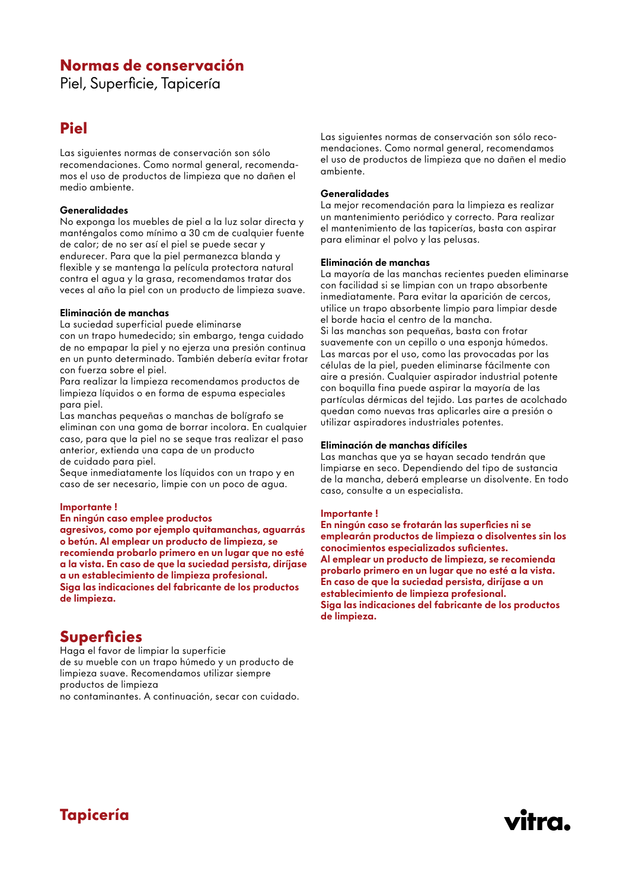# Normas de conservación

Piel, Superficie, Tapicería

## Piel

Las siguientes normas de conservación son sólo recomendaciones. Como normal general, recomendamos el uso de productos de limpieza que no dañen el medio ambiente.

**Generalidades**
No exponga los muebles de piel a la luz solar directa y manténgalos como mínimo a 30 cm de cualquier fuente de calor; de no ser así el piel se puede secar y endurecer. Para que la piel permanezca blanda y flexible y se mantenga la película protectora natural contra el agua y la grasa, recomendamos tratar dos veces al año la piel con un producto de limpieza suave.

**Eliminación de manchas**
La suciedad superficial puede eliminarse con un trapo humedecido; sin embargo, tenga cuidado de no empapar la piel y no ejerza una presión continua en un punto determinado. También debería evitar frotar con fuerza sobre el piel.
Para realizar la limpieza recomendamos productos de limpieza líquidos o en forma de espuma especiales para piel.
Las manchas pequeñas o manchas de bolígrafo se eliminan con una goma de borrar incolora. En cualquier caso, para que la piel no se seque tras realizar el paso anterior, extienda una capa de un producto de cuidado para piel.
Seque inmediatamente los líquidos con un trapo y en caso de ser necesario, limpie con un poco de agua.

**Importante !**
**En ningún caso emplee productos agresivos, como por ejemplo quitamanchas, aguarrás o betún. Al emplear un producto de limpieza, se recomienda probarlo primero en un lugar que no esté a la vista. En caso de que la suciedad persista, diríjase a un establecimiento de limpieza profesional.**
**Siga las indicaciones del fabricante de los productos de limpieza.**

## Superficies

Haga el favor de limpiar la superficie de su mueble con un trapo húmedo y un producto de limpieza suave. Recomendamos utilizar siempre productos de limpieza no contaminantes. A continuación, secar con cuidado.

## Tapicería

Las siguientes normas de conservación son sólo recomendaciones. Como normal general, recomendamos el uso de productos de limpieza que no dañen el medio ambiente.

**Generalidades**
La mejor recomendación para la limpieza es realizar un mantenimiento periódico y correcto. Para realizar el mantenimiento de las tapicerías, basta con aspirar para eliminar el polvo y las pelusas.

**Eliminación de manchas**
La mayoría de las manchas recientes pueden eliminarse con facilidad si se limpian con un trapo absorbente inmediatamente. Para evitar la aparición de cercos, utilice un trapo absorbente limpio para limpiar desde el borde hacia el centro de la mancha.
Si las manchas son pequeñas, basta con frotar suavemente con un cepillo o una esponja húmedos.
Las marcas por el uso, como las provocadas por las células de la piel, pueden eliminarse fácilmente con aire a presión. Cualquier aspirador industrial potente con boquilla fina puede aspirar la mayoría de las partículas dérmicas del tejido. Las partes de acolchado quedan como nuevas tras aplicarles aire a presión o utilizar aspiradores industriales potentes.

**Eliminación de manchas difíciles**
Las manchas que ya se hayan secado tendrán que limpiarse en seco. Dependiendo del tipo de sustancia de la mancha, deberá emplearse un disolvente. En todo caso, consulte a un especialista.

**Importante !**
**En ningún caso se frotarán las superficies ni se emplearán productos de limpieza o disolventes sin los conocimientos especializados suficientes.**
**Al emplear un producto de limpieza, se recomienda probarlo primero en un lugar que no esté a la vista. En caso de que la suciedad persista, diríjase a un establecimiento de limpieza profesional.**
**Siga las indicaciones del fabricante de los productos de limpieza.**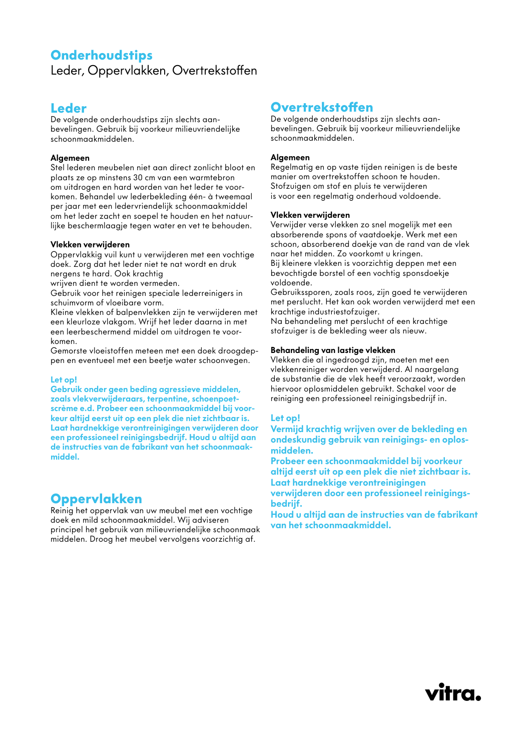# Onderhoudstips

Leder, Oppervlakken, Overtrekstoffen

## Leder

De volgende onderhoudstips zijn slechts aanbevelingen. Gebruik bij voorkeur milieuvriendelijke schoonmaakmiddelen.

**Algemeen**
Stel lederen meubelen niet aan direct zonlicht bloot en plaats ze op minstens 30 cm van een warmtebron om uitdrogen en hard worden van het leder te voorkomen. Behandel uw lederbekleding één- à tweemaal per jaar met een ledervriendelijk schoonmaakmiddel om het leder zacht en soepel te houden en het natuurlijke beschermlaagje tegen water en vet te behouden.

**Vlekken verwijderen**
Oppervlakkig vuil kunt u verwijderen met een vochtige doek. Zorg dat het leder niet te nat wordt en druk nergens te hard. Ook krachtig wrijven dient te worden vermeden.
Gebruik voor het reinigen speciale lederreinigers in schuimvorm of vloeibare vorm.
Kleine vlekken of balpenvlekken zijn te verwijderen met een kleurloze vlakgom. Wrijf het leder daarna in met een leerbeschermend middel om uitdrogen te voorkomen.
Gemorste vloeistoffen meteen met een doek droogdeppen en eventueel met een beetje water schoonvegen.

**Let op!**
**Gebruik onder geen beding agressieve middelen, zoals vlekverwijderaars, terpentine, schoenpoetscrème e.d. Probeer een schoonmaakmiddel bij voorkeur altijd eerst uit op een plek die niet zichtbaar is. Laat hardnekkige verontreinigingen verwijderen door een professioneel reinigingsbedrijf. Houd u altijd aan de instructies van de fabrikant van het schoonmaakmiddel.**

## Oppervlakken

Reinig het oppervlak van uw meubel met een vochtige doek en een mild schoonmaakmiddel. Wij adviseren principel het gebruik van milieuvriendelijke schoonmaak middelen. Droog het meubel vervolgens voorzichtig af.

## Overtrekstoffen

De volgende onderhoudstips zijn slechts aanbevelingen. Gebruik bij voorkeur milieuvriendelijke schoonmaakmiddelen.

**Algemeen**
Regelmatig en op vaste tijden reinigen is de beste manier om overtrekstoffen schoon te houden. Stofzuigen om stof en pluis te verwijderen is voor een regelmatig onderhoud voldoende.

**Vlekken verwijderen**
Verwijder verse vlekken zo snel mogelijk met een absorberende spons of vaatdoekje. Werk met een schoon, absorberend doekje van de rand van de vlek naar het midden. Zo voorkomt u kringen.
Bij kleinere vlekken is voorzichtig deppen met een bevochtigde borstel of een vochtig sponsdoekje voldoende.
Gebruikssporen, zoals roos, zijn goed te verwijderen met perslucht. Het kan ook worden verwijderd met een krachtige industriestofzuiger.
Na behandeling met perslucht of een krachtige stofzuiger is de bekleding weer als nieuw.

**Behandeling van lastige vlekken**
Vlekken die al ingedroogd zijn, moeten met een vlekkenreiniger worden verwijderd. Al naargelang de substantie die de vlek heeft veroorzaakt, worden hiervoor oplosmiddelen gebruikt. Schakel voor de reiniging een professioneel reinigingsbedrijf in.

**Let op!**
**Vermijd krachtig wrijven over de bekleding en ondeskundig gebruik van reinigings- en oplosmiddelen.**
**Probeer een schoonmaakmiddel bij voorkeur altijd eerst uit op een plek die niet zichtbaar is.**
**Laat hardnekkige verontreinigingen verwijderen door een professioneel reinigingsbedrijf.**
**Houd u altijd aan de instructies van de fabrikant van het schoonmaakmiddel.**

vitra.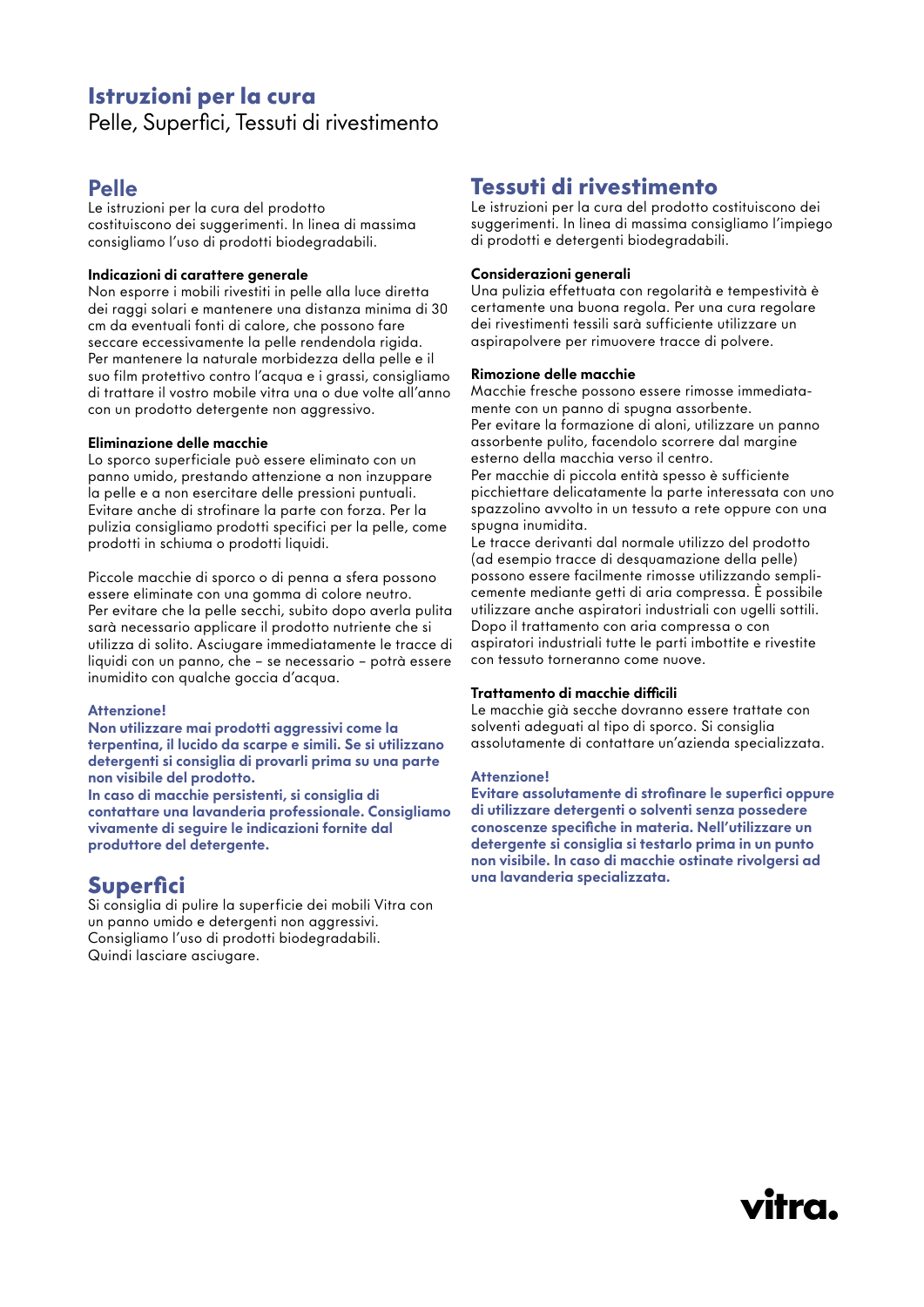# Istruzioni per la cura

Pelle, Superfici, Tessuti di rivestimento

## Pelle

Le istruzioni per la cura del prodotto costituiscono dei suggerimenti. In linea di massima consigliamo l'uso di prodotti biodegradabili.

**Indicazioni di carattere generale**

Non esporre i mobili rivestiti in pelle alla luce diretta dei raggi solari e mantenere una distanza minima di 30 cm da eventuali fonti di calore, che possono fare seccare eccessivamente la pelle rendendola rigida. Per mantenere la naturale morbidezza della pelle e il suo film protettivo contro l'acqua e i grassi, consigliamo di trattare il vostro mobile vitra una o due volte all'anno con un prodotto detergente non aggressivo.

**Eliminazione delle macchie**

Lo sporco superficiale può essere eliminato con un panno umido, prestando attenzione a non inzuppare la pelle e a non esercitare delle pressioni puntuali. Evitare anche di strofinare la parte con forza. Per la pulizia consigliamo prodotti specifici per la pelle, come prodotti in schiuma o prodotti liquidi.

Piccole macchie di sporco o di penna a sfera possono essere eliminate con una gomma di colore neutro. Per evitare che la pelle secchi, subito dopo averla pulita sarà necessario applicare il prodotto nutriente che si utilizza di solito. Asciugare immediatamente le tracce di liquidi con un panno, che – se necessario – potrà essere inumidito con qualche goccia d'acqua.

**Attenzione!**

**Non utilizzare mai prodotti aggressivi come la terpentina, il lucido da scarpe e simili. Se si utilizzano detergenti si consiglia di provarli prima su una parte non visibile del prodotto.**
**In caso di macchie persistenti, si consiglia di contattare una lavanderia professionale. Consigliamo vivamente di seguire le indicazioni fornite dal produttore del detergente.**

## Superfici

Si consiglia di pulire la superficie dei mobili Vitra con un panno umido e detergenti non aggressivi. Consigliamo l'uso di prodotti biodegradabili. Quindi lasciare asciugare.

## Tessuti di rivestimento

Le istruzioni per la cura del prodotto costituiscono dei suggerimenti. In linea di massima consigliamo l'impiego di prodotti e detergenti biodegradabili.

**Considerazioni generali**

Una pulizia effettuata con regolarità e tempestività è certamente una buona regola. Per una cura regolare dei rivestimenti tessili sarà sufficiente utilizzare un aspirapolvere per rimuovere tracce di polvere.

**Rimozione delle macchie**

Macchie fresche possono essere rimosse immediatamente con un panno di spugna assorbente.
Per evitare la formazione di aloni, utilizzare un panno assorbente pulito, facendolo scorrere dal margine esterno della macchia verso il centro.
Per macchie di piccola entità spesso è sufficiente picchiettare delicatamente la parte interessata con uno spazzolino avvolto in un tessuto a rete oppure con una spugna inumidita.
Le tracce derivanti dal normale utilizzo del prodotto (ad esempio tracce di desquamazione della pelle) possono essere facilmente rimosse utilizzando semplicemente mediante getti di aria compressa. È possibile utilizzare anche aspiratori industriali con ugelli sottili. Dopo il trattamento con aria compressa o con aspiratori industriali tutte le parti imbottite e rivestite con tessuto torneranno come nuove.

**Trattamento di macchie difficili**

Le macchie già secche dovranno essere trattate con solventi adeguati al tipo di sporco. Si consiglia assolutamente di contattare un'azienda specializzata.

**Attenzione!**

**Evitare assolutamente di strofinare le superfici oppure di utilizzare detergenti o solventi senza possedere conoscenze specifiche in materia. Nell'utilizzare un detergente si consiglia si testarlo prima in un punto non visibile. In caso di macchie ostinate rivolgersi ad una lavanderia specializzata.**

vitra.